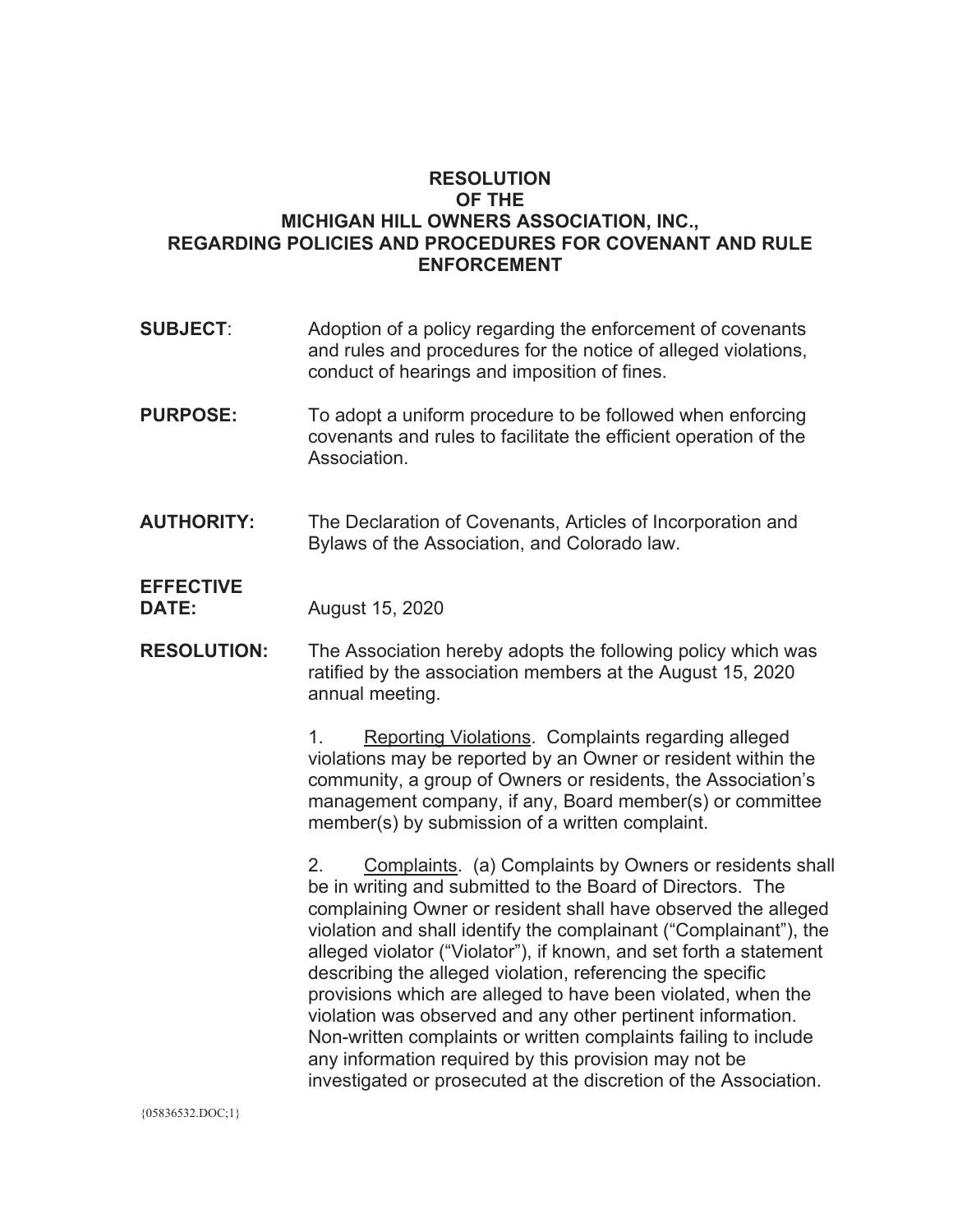# RESOLUTION
# OF THE
# MICHIGAN HILL OWNERS ASSOCIATION, INC.,
# REGARDING POLICIES AND PROCEDURES FOR COVENANT AND RULE ENFORCEMENT

**SUBJECT**: Adoption of a policy regarding the enforcement of covenants and rules and procedures for the notice of alleged violations, conduct of hearings and imposition of fines.

**PURPOSE:** To adopt a uniform procedure to be followed when enforcing covenants and rules to facilitate the efficient operation of the Association.

**AUTHORITY:** The Declaration of Covenants, Articles of Incorporation and Bylaws of the Association, and Colorado law.

**EFFECTIVE DATE:** August 15, 2020

**RESOLUTION:** The Association hereby adopts the following policy which was ratified by the association members at the August 15, 2020 annual meeting.

1. Reporting Violations. Complaints regarding alleged violations may be reported by an Owner or resident within the community, a group of Owners or residents, the Association's management company, if any, Board member(s) or committee member(s) by submission of a written complaint.

2. Complaints. (a) Complaints by Owners or residents shall be in writing and submitted to the Board of Directors. The complaining Owner or resident shall have observed the alleged violation and shall identify the complainant ("Complainant"), the alleged violator ("Violator"), if known, and set forth a statement describing the alleged violation, referencing the specific provisions which are alleged to have been violated, when the violation was observed and any other pertinent information. Non-written complaints or written complaints failing to include any information required by this provision may not be investigated or prosecuted at the discretion of the Association.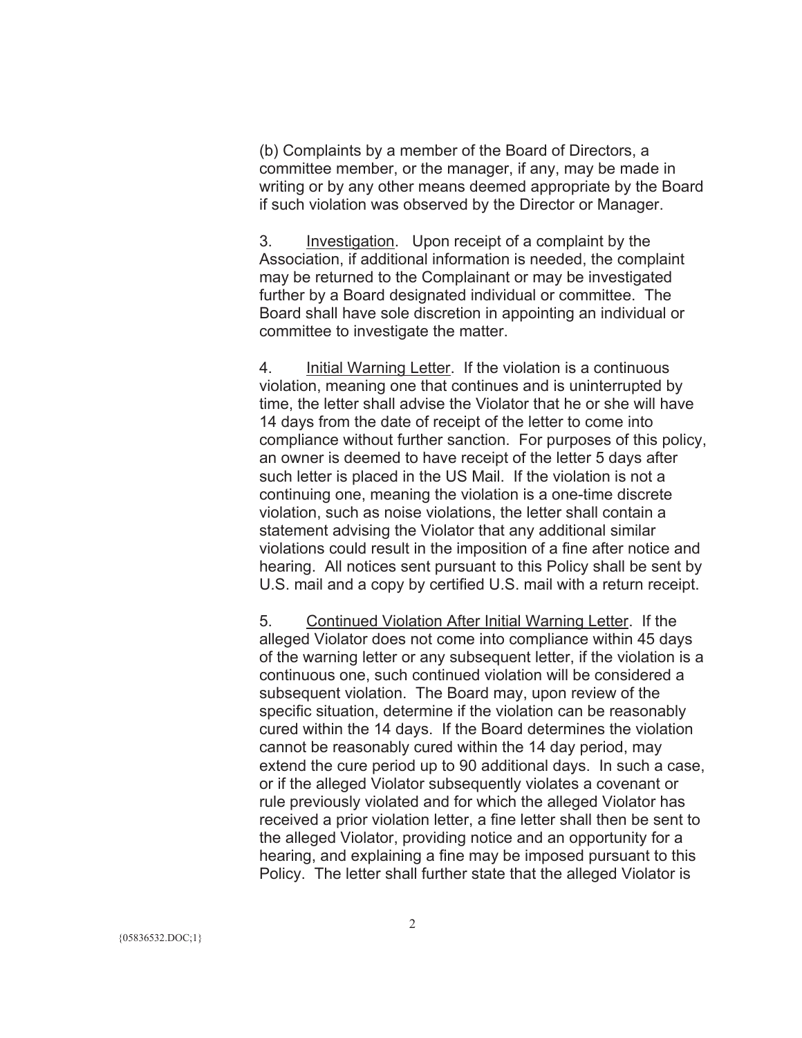(b) Complaints by a member of the Board of Directors, a committee member, or the manager, if any, may be made in writing or by any other means deemed appropriate by the Board if such violation was observed by the Director or Manager.

3. Investigation. Upon receipt of a complaint by the Association, if additional information is needed, the complaint may be returned to the Complainant or may be investigated further by a Board designated individual or committee. The Board shall have sole discretion in appointing an individual or committee to investigate the matter.

4. Initial Warning Letter. If the violation is a continuous violation, meaning one that continues and is uninterrupted by time, the letter shall advise the Violator that he or she will have 14 days from the date of receipt of the letter to come into compliance without further sanction. For purposes of this policy, an owner is deemed to have receipt of the letter 5 days after such letter is placed in the US Mail. If the violation is not a continuing one, meaning the violation is a one-time discrete violation, such as noise violations, the letter shall contain a statement advising the Violator that any additional similar violations could result in the imposition of a fine after notice and hearing. All notices sent pursuant to this Policy shall be sent by U.S. mail and a copy by certified U.S. mail with a return receipt.

5. Continued Violation After Initial Warning Letter. If the alleged Violator does not come into compliance within 45 days of the warning letter or any subsequent letter, if the violation is a continuous one, such continued violation will be considered a subsequent violation. The Board may, upon review of the specific situation, determine if the violation can be reasonably cured within the 14 days. If the Board determines the violation cannot be reasonably cured within the 14 day period, may extend the cure period up to 90 additional days. In such a case, or if the alleged Violator subsequently violates a covenant or rule previously violated and for which the alleged Violator has received a prior violation letter, a fine letter shall then be sent to the alleged Violator, providing notice and an opportunity for a hearing, and explaining a fine may be imposed pursuant to this Policy. The letter shall further state that the alleged Violator is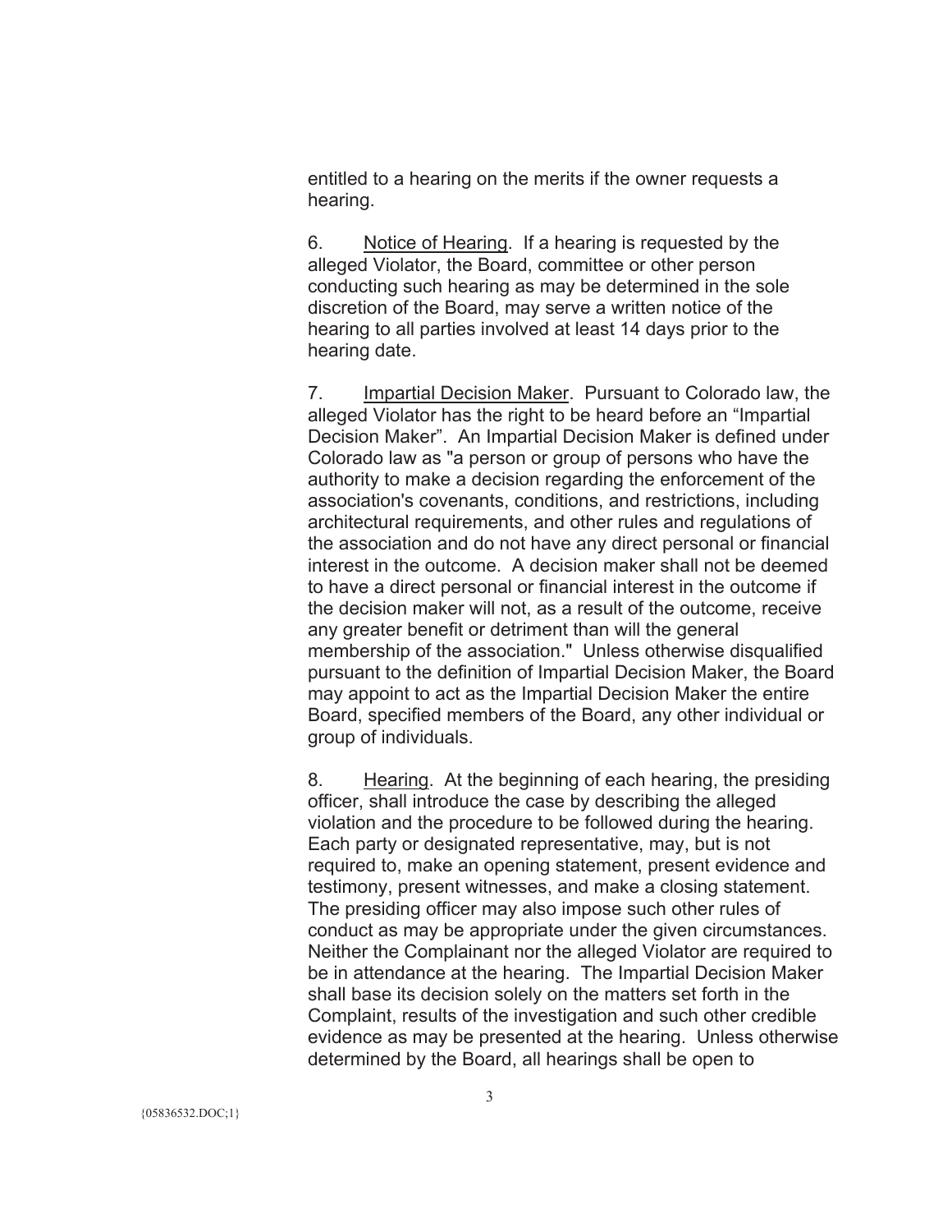entitled to a hearing on the merits if the owner requests a hearing.

6. <u>Notice of Hearing</u>. If a hearing is requested by the alleged Violator, the Board, committee or other person conducting such hearing as may be determined in the sole discretion of the Board, may serve a written notice of the hearing to all parties involved at least 14 days prior to the hearing date.

7. <u>Impartial Decision Maker</u>. Pursuant to Colorado law, the alleged Violator has the right to be heard before an "Impartial Decision Maker". An Impartial Decision Maker is defined under Colorado law as "a person or group of persons who have the authority to make a decision regarding the enforcement of the association's covenants, conditions, and restrictions, including architectural requirements, and other rules and regulations of the association and do not have any direct personal or financial interest in the outcome. A decision maker shall not be deemed to have a direct personal or financial interest in the outcome if the decision maker will not, as a result of the outcome, receive any greater benefit or detriment than will the general membership of the association." Unless otherwise disqualified pursuant to the definition of Impartial Decision Maker, the Board may appoint to act as the Impartial Decision Maker the entire Board, specified members of the Board, any other individual or group of individuals.

8. <u>Hearing</u>. At the beginning of each hearing, the presiding officer, shall introduce the case by describing the alleged violation and the procedure to be followed during the hearing. Each party or designated representative, may, but is not required to, make an opening statement, present evidence and testimony, present witnesses, and make a closing statement. The presiding officer may also impose such other rules of conduct as may be appropriate under the given circumstances. Neither the Complainant nor the alleged Violator are required to be in attendance at the hearing. The Impartial Decision Maker shall base its decision solely on the matters set forth in the Complaint, results of the investigation and such other credible evidence as may be presented at the hearing. Unless otherwise determined by the Board, all hearings shall be open to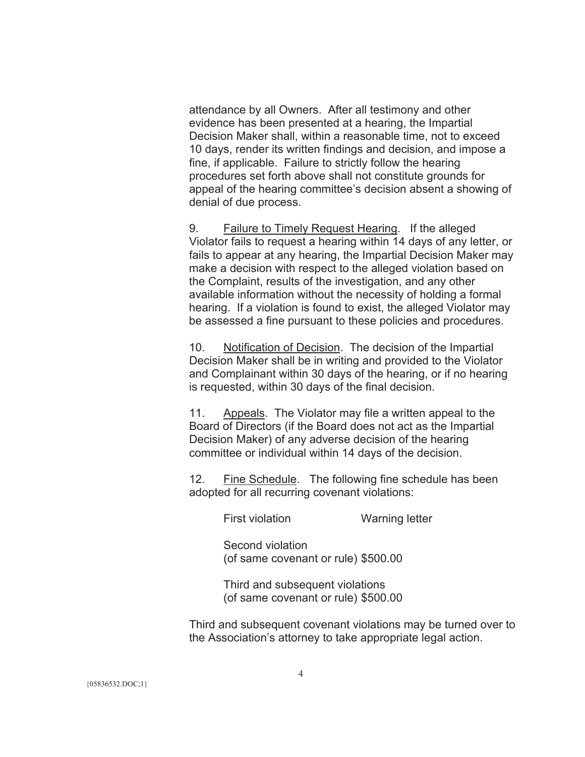attendance by all Owners. After all testimony and other evidence has been presented at a hearing, the Impartial Decision Maker shall, within a reasonable time, not to exceed 10 days, render its written findings and decision, and impose a fine, if applicable. Failure to strictly follow the hearing procedures set forth above shall not constitute grounds for appeal of the hearing committee's decision absent a showing of denial of due process.

9. <u>Failure to Timely Request Hearing</u>. If the alleged Violator fails to request a hearing within 14 days of any letter, or fails to appear at any hearing, the Impartial Decision Maker may make a decision with respect to the alleged violation based on the Complaint, results of the investigation, and any other available information without the necessity of holding a formal hearing. If a violation is found to exist, the alleged Violator may be assessed a fine pursuant to these policies and procedures.

10. <u>Notification of Decision</u>. The decision of the Impartial Decision Maker shall be in writing and provided to the Violator and Complainant within 30 days of the hearing, or if no hearing is requested, within 30 days of the final decision.

11. <u>Appeals</u>. The Violator may file a written appeal to the Board of Directors (if the Board does not act as the Impartial Decision Maker) of any adverse decision of the hearing committee or individual within 14 days of the decision.

12. <u>Fine Schedule</u>. The following fine schedule has been adopted for all recurring covenant violations:

| | |
|---|---|
| First violation | Warning letter |
| Second violation (of same covenant or rule) | $500.00 |
| Third and subsequent violations (of same covenant or rule) | $500.00 |

Third and subsequent covenant violations may be turned over to the Association's attorney to take appropriate legal action.

{05836532.DOC;1}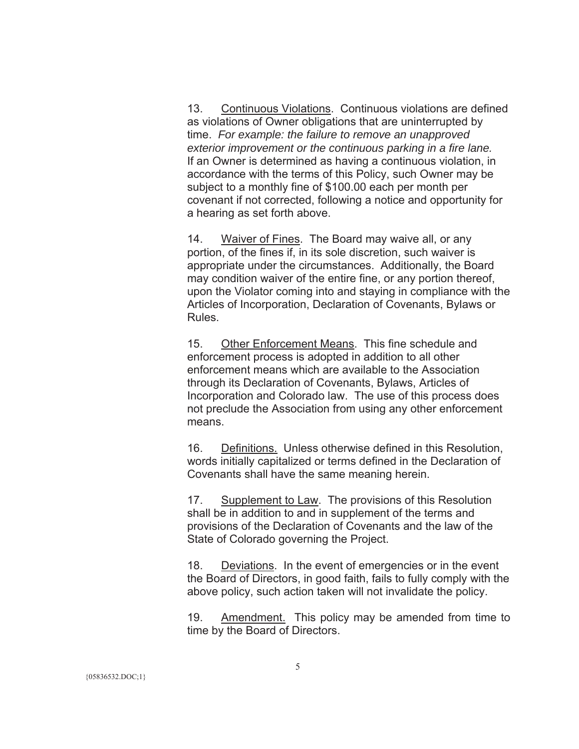13. Continuous Violations. Continuous violations are defined as violations of Owner obligations that are uninterrupted by time. *For example: the failure to remove an unapproved exterior improvement or the continuous parking in a fire lane.* If an Owner is determined as having a continuous violation, in accordance with the terms of this Policy, such Owner may be subject to a monthly fine of $100.00 each per month per covenant if not corrected, following a notice and opportunity for a hearing as set forth above.

14. Waiver of Fines. The Board may waive all, or any portion, of the fines if, in its sole discretion, such waiver is appropriate under the circumstances. Additionally, the Board may condition waiver of the entire fine, or any portion thereof, upon the Violator coming into and staying in compliance with the Articles of Incorporation, Declaration of Covenants, Bylaws or Rules.

15. Other Enforcement Means. This fine schedule and enforcement process is adopted in addition to all other enforcement means which are available to the Association through its Declaration of Covenants, Bylaws, Articles of Incorporation and Colorado law. The use of this process does not preclude the Association from using any other enforcement means.

16. Definitions. Unless otherwise defined in this Resolution, words initially capitalized or terms defined in the Declaration of Covenants shall have the same meaning herein.

17. Supplement to Law. The provisions of this Resolution shall be in addition to and in supplement of the terms and provisions of the Declaration of Covenants and the law of the State of Colorado governing the Project.

18. Deviations. In the event of emergencies or in the event the Board of Directors, in good faith, fails to fully comply with the above policy, such action taken will not invalidate the policy.

19. Amendment. This policy may be amended from time to time by the Board of Directors.

{05836532.DOC;1}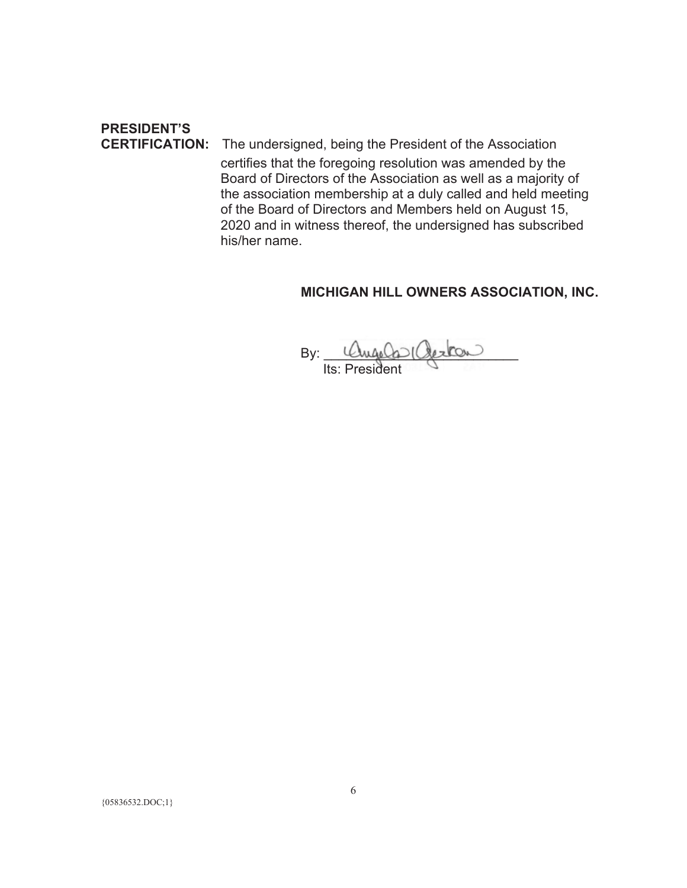**PRESIDENT'S CERTIFICATION:** The undersigned, being the President of the Association certifies that the foregoing resolution was amended by the Board of Directors of the Association as well as a majority of the association membership at a duly called and held meeting of the Board of Directors and Members held on August 15, 2020 and in witness thereof, the undersigned has subscribed his/her name.

**MICHIGAN HILL OWNERS ASSOCIATION, INC.**

By: \_\_\_\_\_\_\_\_\_\_\_\_\_\_\_\_\_\_\_\_\_\_\_\_\_\_\_\_
Its: President

{05836532.DOC;1}